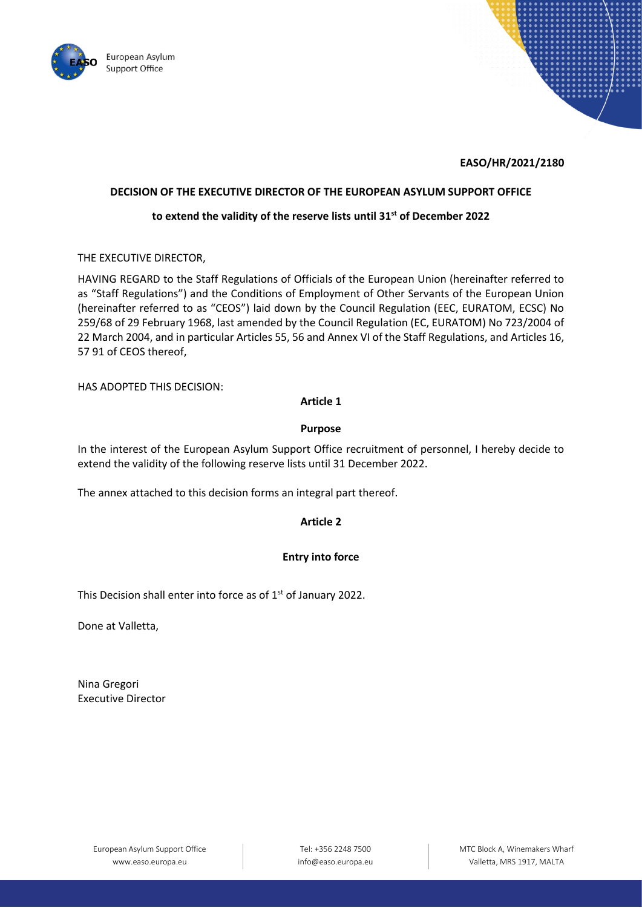**EASO/HR/2021/2180**

**DECISION OF THE EXECUTIVE DIRECTOR OF THE EUROPEAN ASYLUM SUPPORT OFFICE**

**to extend the validity of the reserve lists until 31st of December 2022**

THE EXECUTIVE DIRECTOR,

HAVING REGARD to the Staff Regulations of Officials of the European Union (hereinafter referred to as "Staff Regulations") and the Conditions of Employment of Other Servants of the European Union (hereinafter referred to as "CEOS") laid down by the Council Regulation (EEC, EURATOM, ECSC) No 259/68 of 29 February 1968, last amended by the Council Regulation (EC, EURATOM) No 723/2004 of 22 March 2004, and in particular Articles 55, 56 and Annex VI of the Staff Regulations, and Articles 16, 57 91 of CEOS thereof,

HAS ADOPTED THIS DECISION:

**Article 1**

**Purpose**

In the interest of the European Asylum Support Office recruitment of personnel, I hereby decide to extend the validity of the following reserve lists until 31 December 2022.

The annex attached to this decision forms an integral part thereof.

**Article 2**

**Entry into force**

This Decision shall enter into force as of 1st of January 2022.

Done at Valletta,

Nina Gregori
Executive Director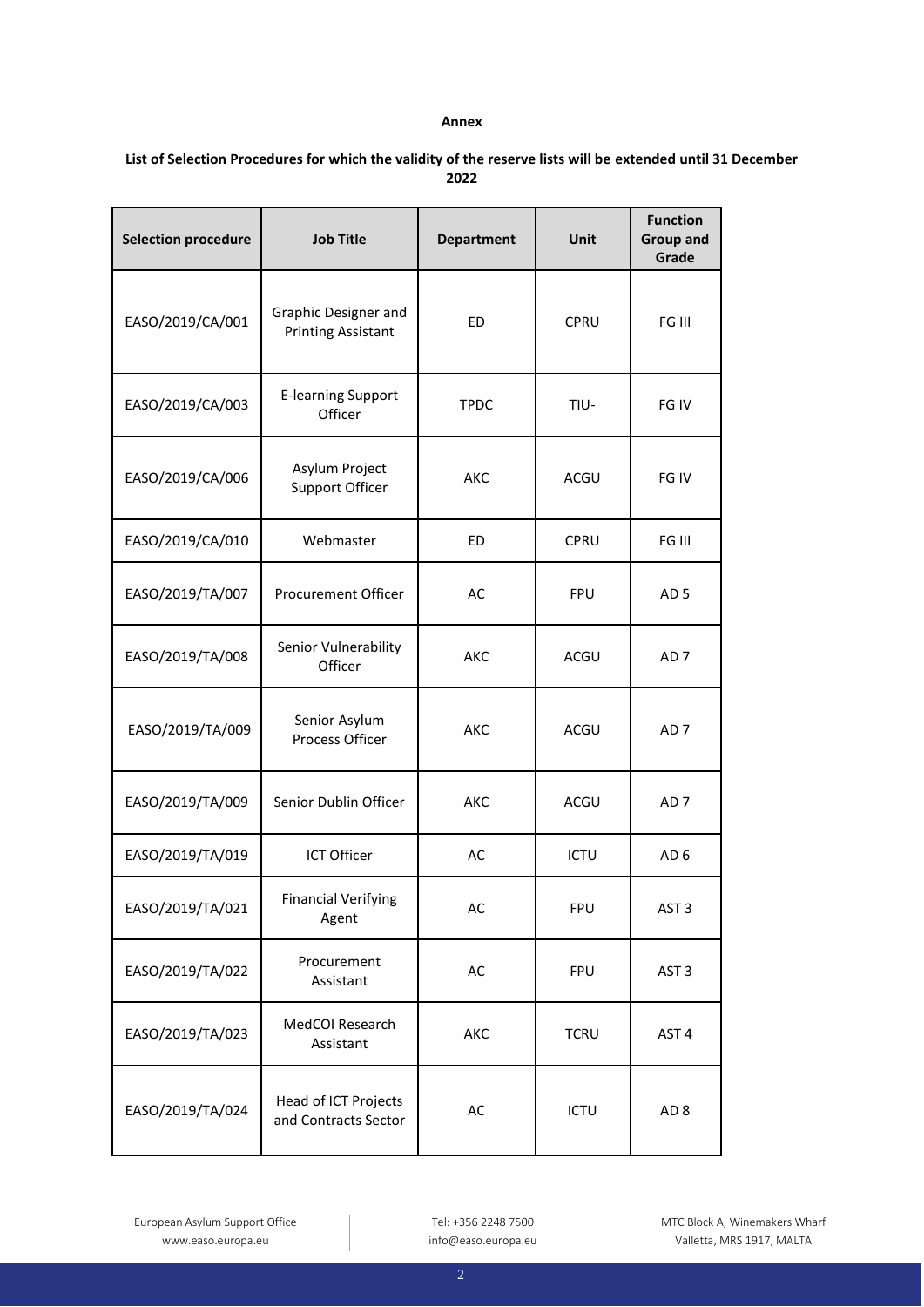**Annex**

**List of Selection Procedures for which the validity of the reserve lists will be extended until 31 December 2022**

| Selection procedure | Job Title | Department | Unit | Function Group and Grade |
|---|---|---|---|---|
| EASO/2019/CA/001 | Graphic Designer and Printing Assistant | ED | CPRU | FG III |
| EASO/2019/CA/003 | E-learning Support Officer | TPDC | TIU- | FG IV |
| EASO/2019/CA/006 | Asylum Project Support Officer | AKC | ACGU | FG IV |
| EASO/2019/CA/010 | Webmaster | ED | CPRU | FG III |
| EASO/2019/TA/007 | Procurement Officer | AC | FPU | AD 5 |
| EASO/2019/TA/008 | Senior Vulnerability Officer | AKC | ACGU | AD 7 |
| EASO/2019/TA/009 | Senior Asylum Process Officer | AKC | ACGU | AD 7 |
| EASO/2019/TA/009 | Senior Dublin Officer | AKC | ACGU | AD 7 |
| EASO/2019/TA/019 | ICT Officer | AC | ICTU | AD 6 |
| EASO/2019/TA/021 | Financial Verifying Agent | AC | FPU | AST 3 |
| EASO/2019/TA/022 | Procurement Assistant | AC | FPU | AST 3 |
| EASO/2019/TA/023 | MedCOI Research Assistant | AKC | TCRU | AST 4 |
| EASO/2019/TA/024 | Head of ICT Projects and Contracts Sector | AC | ICTU | AD 8 |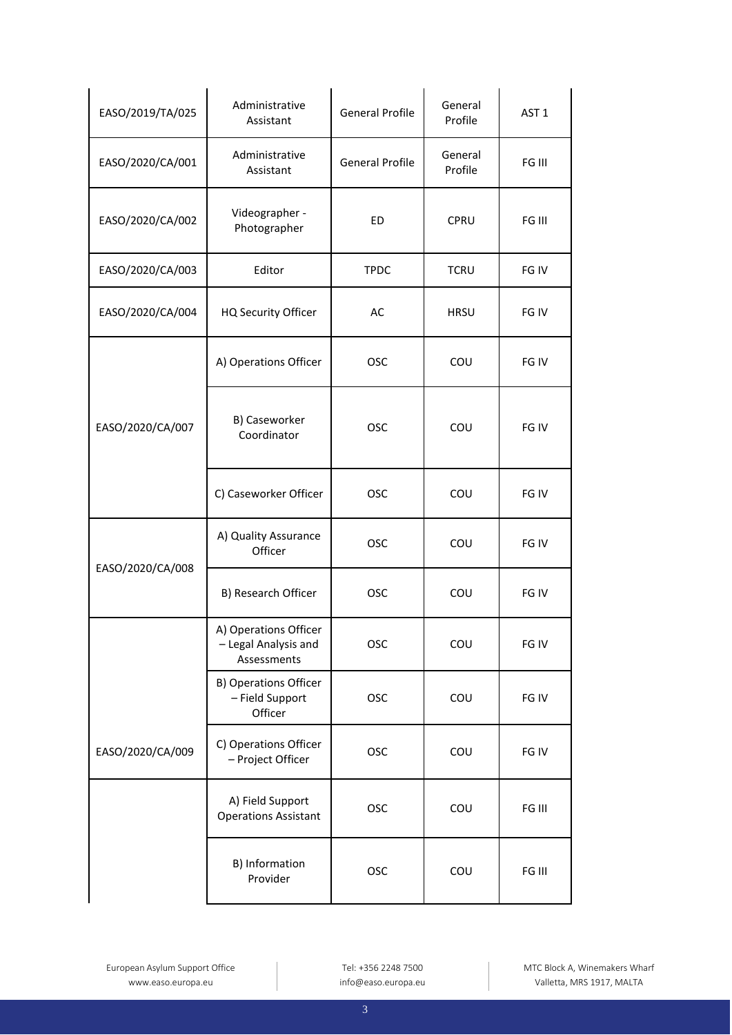| | | | | |
|---|---|---|---|---|
| EASO/2019/TA/025 | Administrative Assistant | General Profile | General Profile | AST 1 |
| EASO/2020/CA/001 | Administrative Assistant | General Profile | General Profile | FG III |
| EASO/2020/CA/002 | Videographer - Photographer | ED | CPRU | FG III |
| EASO/2020/CA/003 | Editor | TPDC | TCRU | FG IV |
| EASO/2020/CA/004 | HQ Security Officer | AC | HRSU | FG IV |
| EASO/2020/CA/007 | A) Operations Officer | OSC | COU | FG IV |
| | B) Caseworker Coordinator | OSC | COU | FG IV |
| | C) Caseworker Officer | OSC | COU | FG IV |
| EASO/2020/CA/008 | A) Quality Assurance Officer | OSC | COU | FG IV |
| | B) Research Officer | OSC | COU | FG IV |
| EASO/2020/CA/009 | A) Operations Officer – Legal Analysis and Assessments | OSC | COU | FG IV |
| | B) Operations Officer – Field Support Officer | OSC | COU | FG IV |
| | C) Operations Officer – Project Officer | OSC | COU | FG IV |
| | A) Field Support Operations Assistant | OSC | COU | FG III |
| | B) Information Provider | OSC | COU | FG III |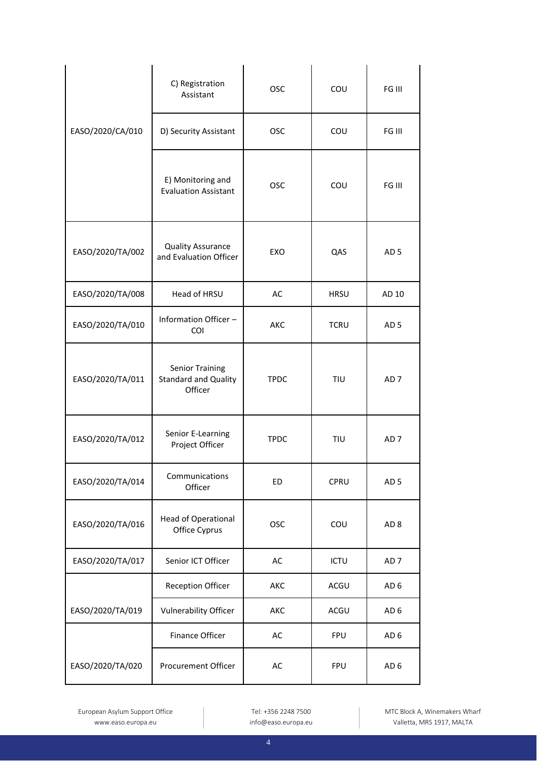| | | | | |
|---|---|---|---|---|
| EASO/2020/CA/010 | C) Registration Assistant | OSC | COU | FG III |
| | D) Security Assistant | OSC | COU | FG III |
| | E) Monitoring and Evaluation Assistant | OSC | COU | FG III |
| EASO/2020/TA/002 | Quality Assurance and Evaluation Officer | EXO | QAS | AD 5 |
| EASO/2020/TA/008 | Head of HRSU | AC | HRSU | AD 10 |
| EASO/2020/TA/010 | Information Officer – COI | AKC | TCRU | AD 5 |
| EASO/2020/TA/011 | Senior Training Standard and Quality Officer | TPDC | TIU | AD 7 |
| EASO/2020/TA/012 | Senior E-Learning Project Officer | TPDC | TIU | AD 7 |
| EASO/2020/TA/014 | Communications Officer | ED | CPRU | AD 5 |
| EASO/2020/TA/016 | Head of Operational Office Cyprus | OSC | COU | AD 8 |
| EASO/2020/TA/017 | Senior ICT Officer | AC | ICTU | AD 7 |
| EASO/2020/TA/019 | Reception Officer | AKC | ACGU | AD 6 |
| | Vulnerability Officer | AKC | ACGU | AD 6 |
| EASO/2020/TA/020 | Finance Officer | AC | FPU | AD 6 |
| | Procurement Officer | AC | FPU | AD 6 |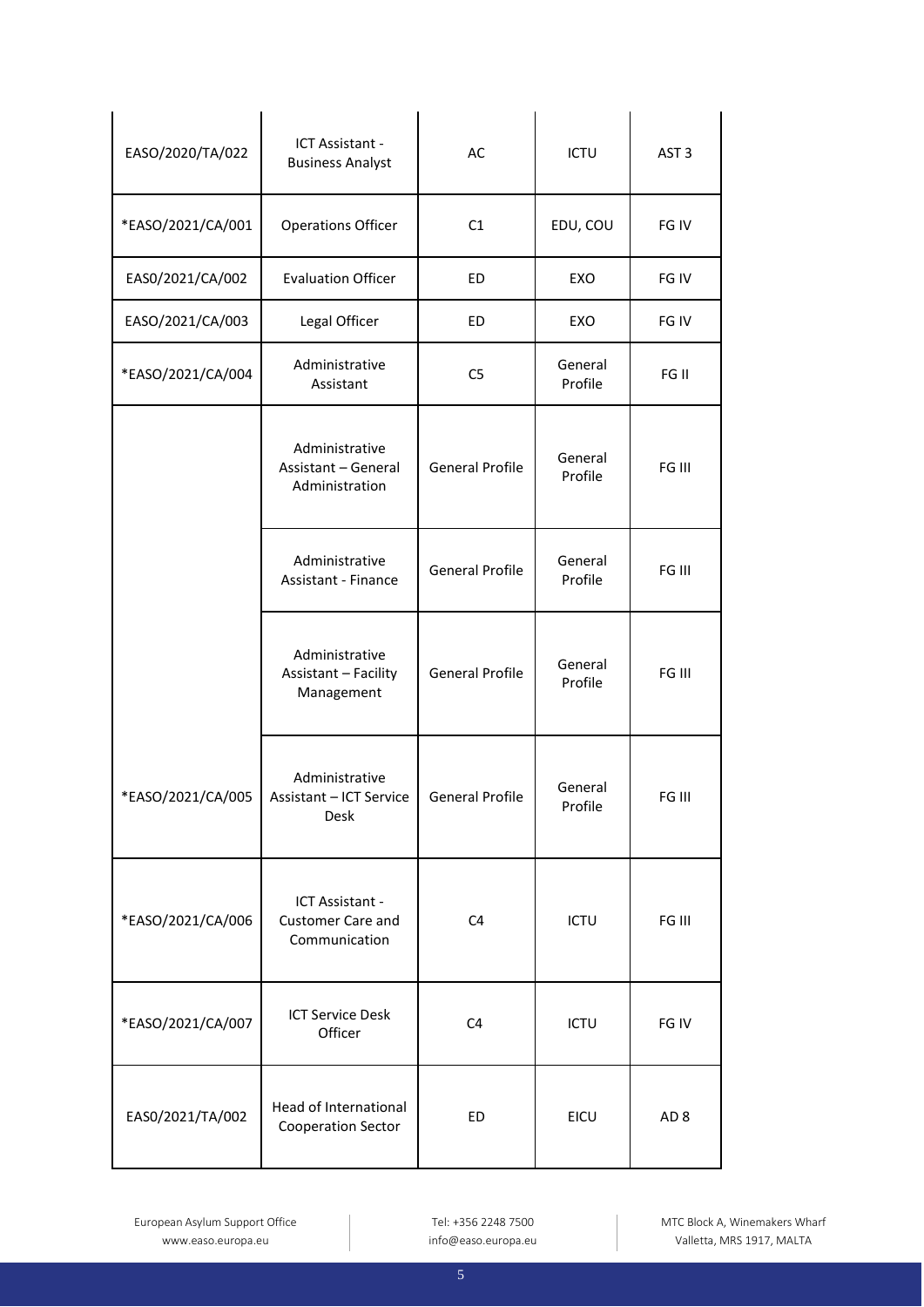| | | | | |
|---|---|---|---|---|
| EASO/2020/TA/022 | ICT Assistant - Business Analyst | AC | ICTU | AST 3 |
| *EASO/2021/CA/001 | Operations Officer | C1 | EDU, COU | FG IV |
| EASO/2021/CA/002 | Evaluation Officer | ED | EXO | FG IV |
| EASO/2021/CA/003 | Legal Officer | ED | EXO | FG IV |
| *EASO/2021/CA/004 | Administrative Assistant | C5 | General Profile | FG II |
| *EASO/2021/CA/005 | Administrative Assistant – General Administration | General Profile | General Profile | FG III |
| | Administrative Assistant - Finance | General Profile | General Profile | FG III |
| | Administrative Assistant – Facility Management | General Profile | General Profile | FG III |
| | Administrative Assistant – ICT Service Desk | General Profile | General Profile | FG III |
| *EASO/2021/CA/006 | ICT Assistant - Customer Care and Communication | C4 | ICTU | FG III |
| *EASO/2021/CA/007 | ICT Service Desk Officer | C4 | ICTU | FG IV |
| EASO/2021/TA/002 | Head of International Cooperation Sector | ED | EICU | AD 8 |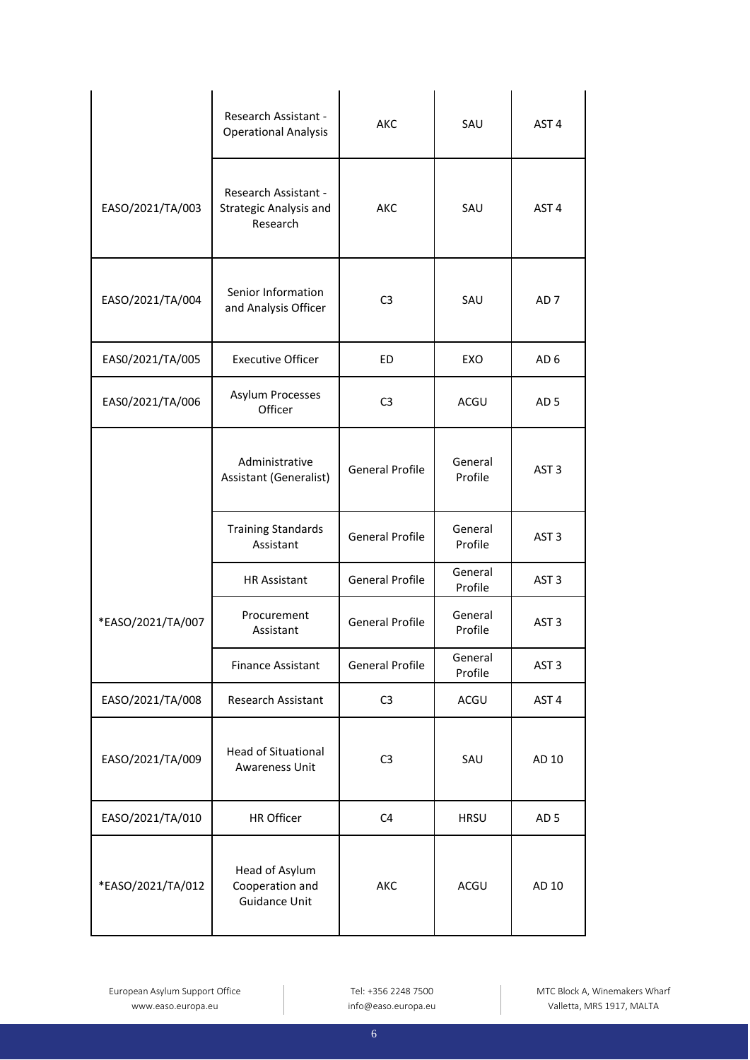| | | | | |
|---|---|---|---|---|
| | Research Assistant - Operational Analysis | AKC | SAU | AST 4 |
| EASO/2021/TA/003 | Research Assistant - Strategic Analysis and Research | AKC | SAU | AST 4 |
| EASO/2021/TA/004 | Senior Information and Analysis Officer | C3 | SAU | AD 7 |
| EAS0/2021/TA/005 | Executive Officer | ED | EXO | AD 6 |
| EAS0/2021/TA/006 | Asylum Processes Officer | C3 | ACGU | AD 5 |
| *EASO/2021/TA/007 | Administrative Assistant (Generalist) | General Profile | General Profile | AST 3 |
| | Training Standards Assistant | General Profile | General Profile | AST 3 |
| | HR Assistant | General Profile | General Profile | AST 3 |
| | Procurement Assistant | General Profile | General Profile | AST 3 |
| | Finance Assistant | General Profile | General Profile | AST 3 |
| EASO/2021/TA/008 | Research Assistant | C3 | ACGU | AST 4 |
| EASO/2021/TA/009 | Head of Situational Awareness Unit | C3 | SAU | AD 10 |
| EASO/2021/TA/010 | HR Officer | C4 | HRSU | AD 5 |
| *EASO/2021/TA/012 | Head of Asylum Cooperation and Guidance Unit | AKC | ACGU | AD 10 |

European Asylum Support Office
www.easo.europa.eu

Tel: +356 2248 7500
info@easo.europa.eu

MTC Block A, Winemakers Wharf
Valletta, MRS 1917, MALTA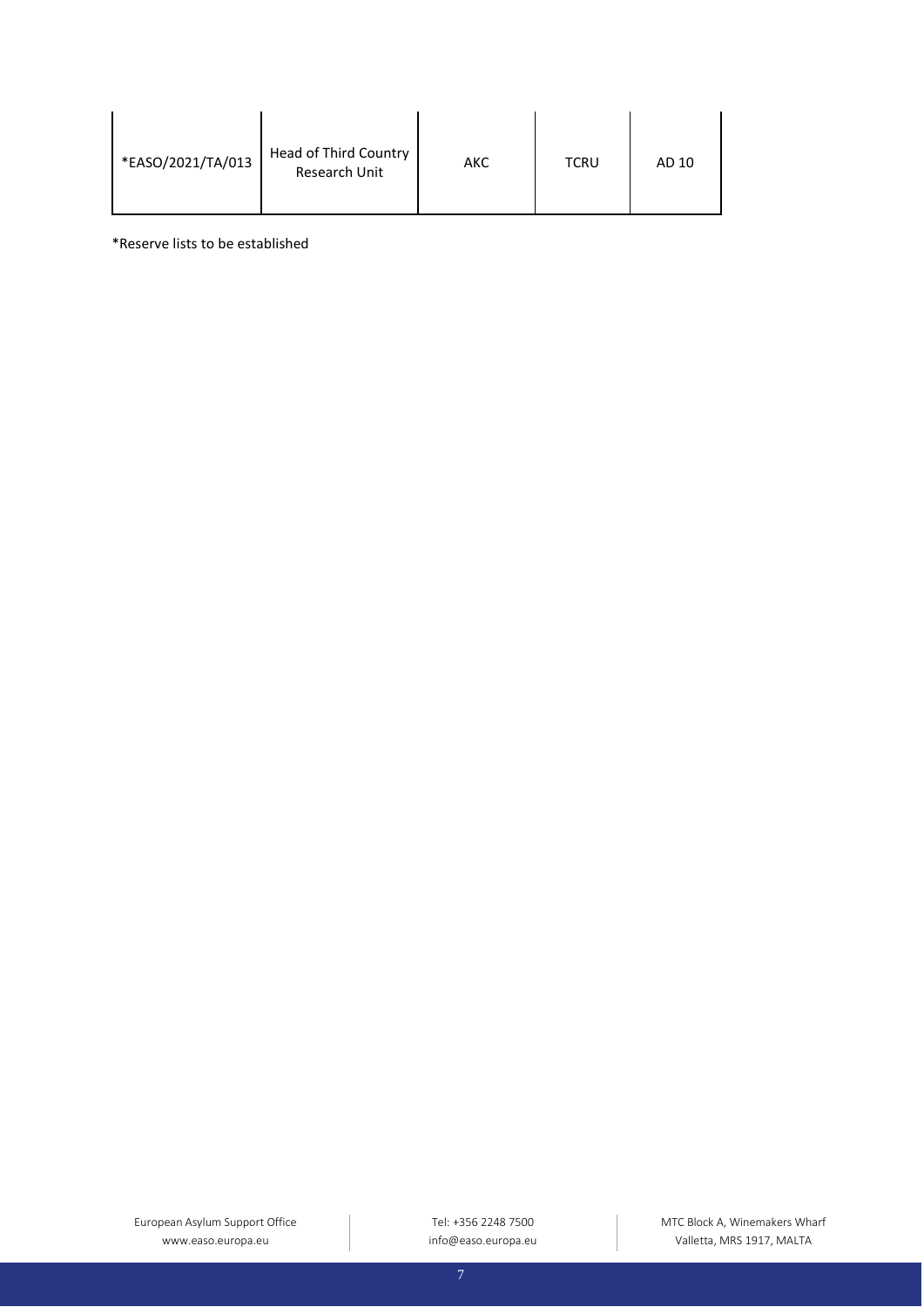| | | | | |
|---|---|---|---|---|
| *EASO/2021/TA/013 | Head of Third Country Research Unit | AKC | TCRU | AD 10 |

*Reserve lists to be established